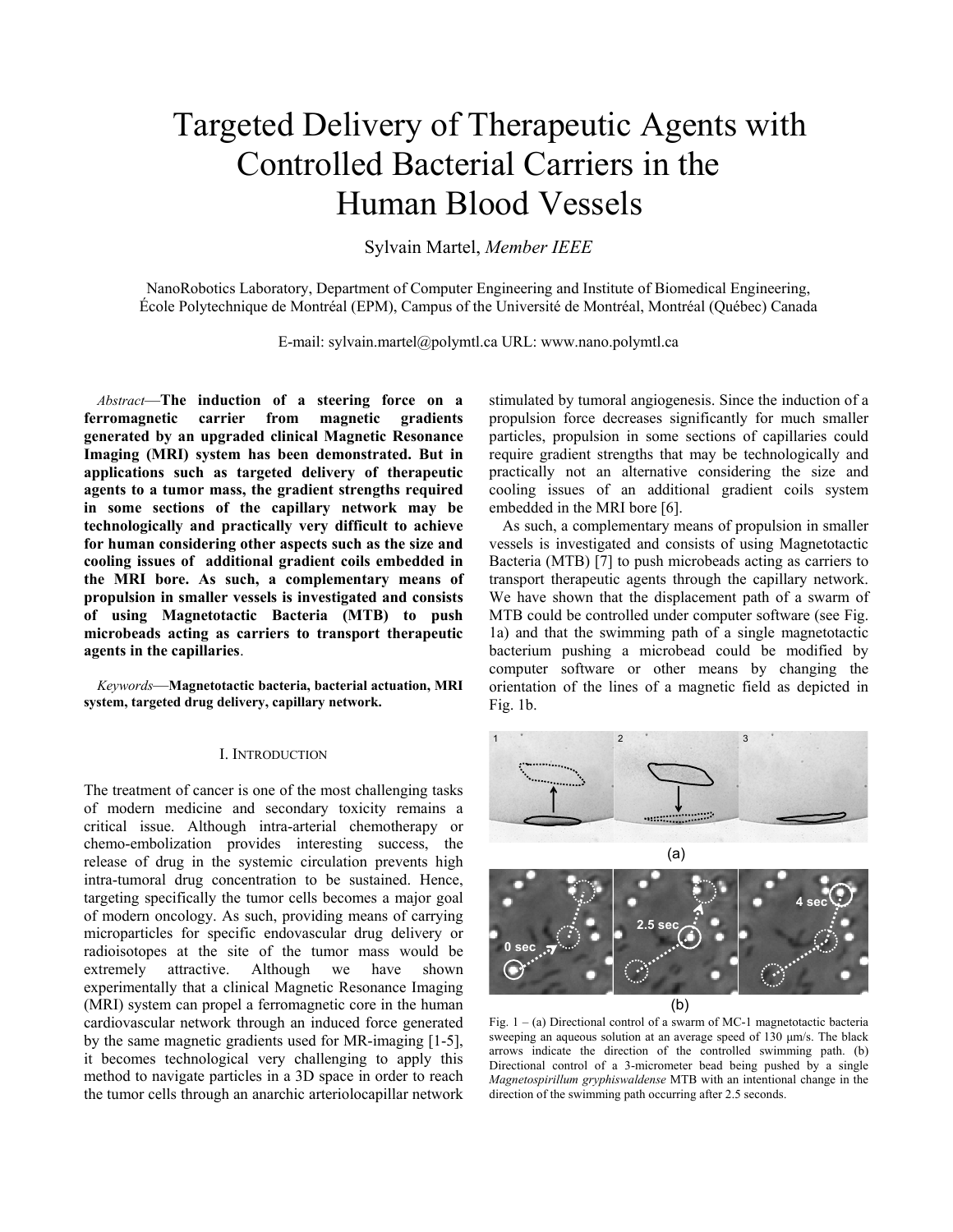# Targeted Delivery of Therapeutic Agents with Controlled Bacterial Carriers in the Human Blood Vessels

Sylvain Martel, *Member IEEE*

NanoRobotics Laboratory, Department of Computer Engineering and Institute of Biomedical Engineering,
École Polytechnique de Montréal (EPM), Campus of the Université de Montréal, Montréal (Québec) Canada

E-mail: sylvain.martel@polymtl.ca URL: www.nano.polymtl.ca

*Abstract*—**The induction of a steering force on a ferromagnetic carrier from magnetic gradients generated by an upgraded clinical Magnetic Resonance Imaging (MRI) system has been demonstrated. But in applications such as targeted delivery of therapeutic agents to a tumor mass, the gradient strengths required in some sections of the capillary network may be technologically and practically very difficult to achieve for human considering other aspects such as the size and cooling issues of additional gradient coils embedded in the MRI bore. As such, a complementary means of propulsion in smaller vessels is investigated and consists of using Magnetotactic Bacteria (MTB) to push microbeads acting as carriers to transport therapeutic agents in the capillaries**.

*Keywords*—**Magnetotactic bacteria, bacterial actuation, MRI system, targeted drug delivery, capillary network.**

## I. INTRODUCTION

The treatment of cancer is one of the most challenging tasks of modern medicine and secondary toxicity remains a critical issue. Although intra-arterial chemotherapy or chemo-embolization provides interesting success, the release of drug in the systemic circulation prevents high intra-tumoral drug concentration to be sustained. Hence, targeting specifically the tumor cells becomes a major goal of modern oncology. As such, providing means of carrying microparticles for specific endovascular drug delivery or radioisotopes at the site of the tumor mass would be extremely attractive. Although we have shown experimentally that a clinical Magnetic Resonance Imaging (MRI) system can propel a ferromagnetic core in the human cardiovascular network through an induced force generated by the same magnetic gradients used for MR-imaging [1-5], it becomes technological very challenging to apply this method to navigate particles in a 3D space in order to reach the tumor cells through an anarchic arteriolocapillar network stimulated by tumoral angiogenesis. Since the induction of a propulsion force decreases significantly for much smaller particles, propulsion in some sections of capillaries could require gradient strengths that may be technologically and practically not an alternative considering the size and cooling issues of an additional gradient coils system embedded in the MRI bore [6].

As such, a complementary means of propulsion in smaller vessels is investigated and consists of using Magnetotactic Bacteria (MTB) [7] to push microbeads acting as carriers to transport therapeutic agents through the capillary network. We have shown that the displacement path of a swarm of MTB could be controlled under computer software (see Fig. 1a) and that the swimming path of a single magnetotactic bacterium pushing a microbead could be modified by computer software or other means by changing the orientation of the lines of a magnetic field as depicted in Fig. 1b.

Fig. 1 – (a) Directional control of a swarm of MC-1 magnetotactic bacteria sweeping an aqueous solution at an average speed of 130 μm/s. The black arrows indicate the direction of the controlled swimming path. (b) Directional control of a 3-micrometer bead being pushed by a single *Magnetospirillum gryphiswaldense* MTB with an intentional change in the direction of the swimming path occurring after 2.5 seconds.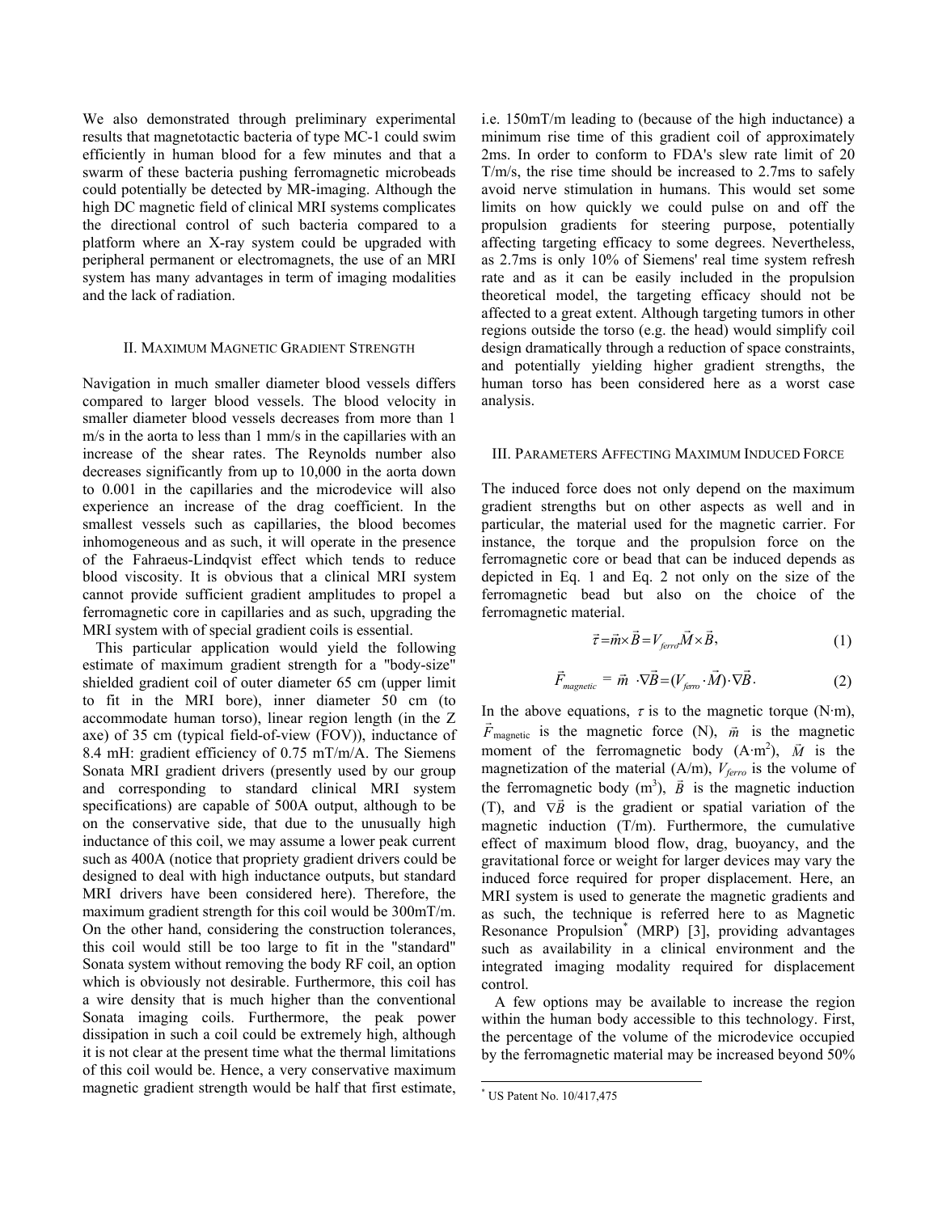We also demonstrated through preliminary experimental results that magnetotactic bacteria of type MC-1 could swim efficiently in human blood for a few minutes and that a swarm of these bacteria pushing ferromagnetic microbeads could potentially be detected by MR-imaging. Although the high DC magnetic field of clinical MRI systems complicates the directional control of such bacteria compared to a platform where an X-ray system could be upgraded with peripheral permanent or electromagnets, the use of an MRI system has many advantages in term of imaging modalities and the lack of radiation.

## II. Maximum Magnetic Gradient Strength

Navigation in much smaller diameter blood vessels differs compared to larger blood vessels. The blood velocity in smaller diameter blood vessels decreases from more than 1 m/s in the aorta to less than 1 mm/s in the capillaries with an increase of the shear rates. The Reynolds number also decreases significantly from up to 10,000 in the aorta down to 0.001 in the capillaries and the microdevice will also experience an increase of the drag coefficient. In the smallest vessels such as capillaries, the blood becomes inhomogeneous and as such, it will operate in the presence of the Fahraeus-Lindqvist effect which tends to reduce blood viscosity. It is obvious that a clinical MRI system cannot provide sufficient gradient amplitudes to propel a ferromagnetic core in capillaries and as such, upgrading the MRI system with of special gradient coils is essential.

This particular application would yield the following estimate of maximum gradient strength for a "body-size" shielded gradient coil of outer diameter 65 cm (upper limit to fit in the MRI bore), inner diameter 50 cm (to accommodate human torso), linear region length (in the Z axe) of 35 cm (typical field-of-view (FOV)), inductance of 8.4 mH: gradient efficiency of 0.75 mT/m/A. The Siemens Sonata MRI gradient drivers (presently used by our group and corresponding to standard clinical MRI system specifications) are capable of 500A output, although to be on the conservative side, that due to the unusually high inductance of this coil, we may assume a lower peak current such as 400A (notice that propriety gradient drivers could be designed to deal with high inductance outputs, but standard MRI drivers have been considered here). Therefore, the maximum gradient strength for this coil would be 300mT/m. On the other hand, considering the construction tolerances, this coil would still be too large to fit in the "standard" Sonata system without removing the body RF coil, an option which is obviously not desirable. Furthermore, this coil has a wire density that is much higher than the conventional Sonata imaging coils. Furthermore, the peak power dissipation in such a coil could be extremely high, although it is not clear at the present time what the thermal limitations of this coil would be. Hence, a very conservative maximum magnetic gradient strength would be half that first estimate, i.e. 150mT/m leading to (because of the high inductance) a minimum rise time of this gradient coil of approximately 2ms. In order to conform to FDA's slew rate limit of 20 T/m/s, the rise time should be increased to 2.7ms to safely avoid nerve stimulation in humans. This would set some limits on how quickly we could pulse on and off the propulsion gradients for steering purpose, potentially affecting targeting efficacy to some degrees. Nevertheless, as 2.7ms is only 10% of Siemens' real time system refresh rate and as it can be easily included in the propulsion theoretical model, the targeting efficacy should not be affected to a great extent. Although targeting tumors in other regions outside the torso (e.g. the head) would simplify coil design dramatically through a reduction of space constraints, and potentially yielding higher gradient strengths, the human torso has been considered here as a worst case analysis.

## III. Parameters Affecting Maximum Induced Force

The induced force does not only depend on the maximum gradient strengths but on other aspects as well and in particular, the material used for the magnetic carrier. For instance, the torque and the propulsion force on the ferromagnetic core or bead that can be induced depends as depicted in Eq. 1 and Eq. 2 not only on the size of the ferromagnetic bead but also on the choice of the ferromagnetic material.

$$\vec{\tau} = \vec{m} \times \vec{B} = V_{ferro} \vec{M} \times \vec{B}, \tag{1}$$

$$\vec{F}_{magnetic} = \vec{m} \cdot \nabla \vec{B} = (V_{ferro} \cdot \vec{M}) \cdot \nabla \vec{B}. \tag{2}$$

In the above equations, $\tau$ is to the magnetic torque (N·m), $\vec{F}_{\text{magnetic}}$ is the magnetic force (N), $\vec{m}$ is the magnetic moment of the ferromagnetic body (A·m$^2$), $\vec{M}$ is the magnetization of the material (A/m), $V_{ferro}$ is the volume of the ferromagnetic body (m$^3$), $\vec{B}$ is the magnetic induction (T), and $\nabla\vec{B}$ is the gradient or spatial variation of the magnetic induction (T/m). Furthermore, the cumulative effect of maximum blood flow, drag, buoyancy, and the gravitational force or weight for larger devices may vary the induced force required for proper displacement. Here, an MRI system is used to generate the magnetic gradients and as such, the technique is referred here to as Magnetic Resonance Propulsion* (MRP) [3], providing advantages such as availability in a clinical environment and the integrated imaging modality required for displacement control.

A few options may be available to increase the region within the human body accessible to this technology. First, the percentage of the volume of the microdevice occupied by the ferromagnetic material may be increased beyond 50%

* US Patent No. 10/417,475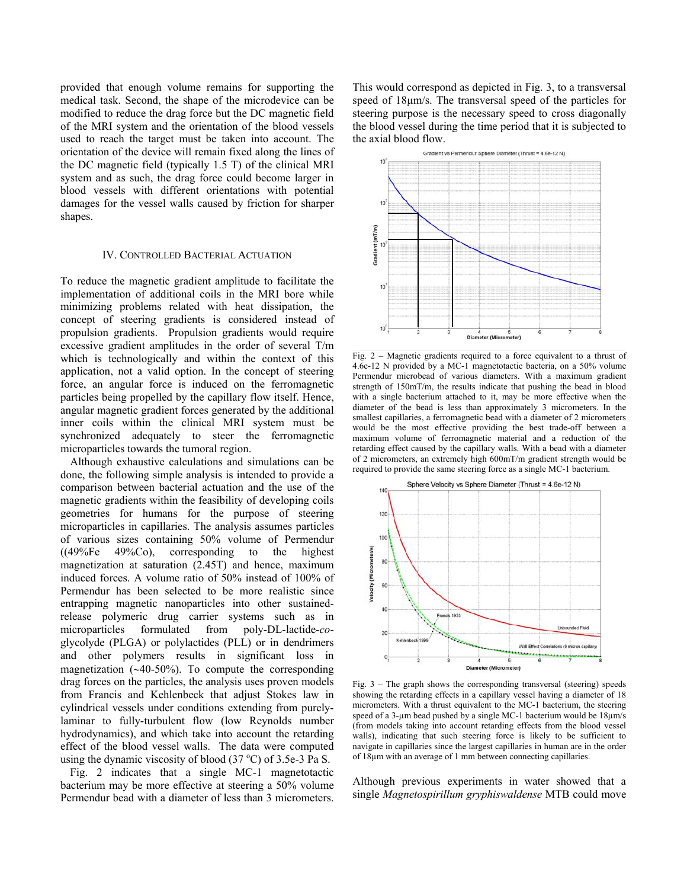provided that enough volume remains for supporting the medical task. Second, the shape of the microdevice can be modified to reduce the drag force but the DC magnetic field of the MRI system and the orientation of the blood vessels used to reach the target must be taken into account. The orientation of the device will remain fixed along the lines of the DC magnetic field (typically 1.5 T) of the clinical MRI system and as such, the drag force could become larger in blood vessels with different orientations with potential damages for the vessel walls caused by friction for sharper shapes.

## IV. Controlled Bacterial Actuation

To reduce the magnetic gradient amplitude to facilitate the implementation of additional coils in the MRI bore while minimizing problems related with heat dissipation, the concept of steering gradients is considered instead of propulsion gradients. Propulsion gradients would require excessive gradient amplitudes in the order of several T/m which is technologically and within the context of this application, not a valid option. In the concept of steering force, an angular force is induced on the ferromagnetic particles being propelled by the capillary flow itself. Hence, angular magnetic gradient forces generated by the additional inner coils within the clinical MRI system must be synchronized adequately to steer the ferromagnetic microparticles towards the tumoral region.

Although exhaustive calculations and simulations can be done, the following simple analysis is intended to provide a comparison between bacterial actuation and the use of the magnetic gradients within the feasibility of developing coils geometries for humans for the purpose of steering microparticles in capillaries. The analysis assumes particles of various sizes containing 50% volume of Permendur ((49%Fe 49%Co), corresponding to the highest magnetization at saturation (2.45T) and hence, maximum induced forces. A volume ratio of 50% instead of 100% of Permendur has been selected to be more realistic since entrapping magnetic nanoparticles into other sustained-release polymeric drug carrier systems such as in microparticles formulated from poly-DL-lactide-*co*-glycolyde (PLGA) or polylactides (PLL) or in dendrimers and other polymers results in significant loss in magnetization (~40-50%). To compute the corresponding drag forces on the particles, the analysis uses proven models from Francis and Kehlenbeck that adjust Stokes law in cylindrical vessels under conditions extending from purely-laminar to fully-turbulent flow (low Reynolds number hydrodynamics), and which take into account the retarding effect of the blood vessel walls. The data were computed using the dynamic viscosity of blood (37 °C) of 3.5e-3 Pa S.

Fig. 2 indicates that a single MC-1 magnetotactic bacterium may be more effective at steering a 50% volume Permendur bead with a diameter of less than 3 micrometers. This would correspond as depicted in Fig. 3, to a transversal speed of 18µm/s. The transversal speed of the particles for steering purpose is the necessary speed to cross diagonally the blood vessel during the time period that it is subjected to the axial blood flow.

Fig. 2 – Magnetic gradients required to a force equivalent to a thrust of 4.6e-12 N provided by a MC-1 magnetotactic bacteria, on a 50% volume Permendur microbead of various diameters. With a maximum gradient strength of 150mT/m, the results indicate that pushing the bead in blood with a single bacterium attached to it, may be more effective when the diameter of the bead is less than approximately 3 micrometers. In the smallest capillaries, a ferromagnetic bead with a diameter of 2 micrometers would be the most effective providing the best trade-off between a maximum volume of ferromagnetic material and a reduction of the retarding effect caused by the capillary walls. With a bead with a diameter of 2 micrometers, an extremely high 600mT/m gradient strength would be required to provide the same steering force as a single MC-1 bacterium.

Fig. 3 – The graph shows the corresponding transversal (steering) speeds showing the retarding effects in a capillary vessel having a diameter of 18 micrometers. With a thrust equivalent to the MC-1 bacterium, the steering speed of a 3-µm bead pushed by a single MC-1 bacterium would be 18µm/s (from models taking into account retarding effects from the blood vessel walls), indicating that such steering force is likely to be sufficient to navigate in capillaries since the largest capillaries in human are in the order of 18µm with an average of 1 mm between connecting capillaries.

Although previous experiments in water showed that a single *Magnetospirillum gryphiswaldense* MTB could move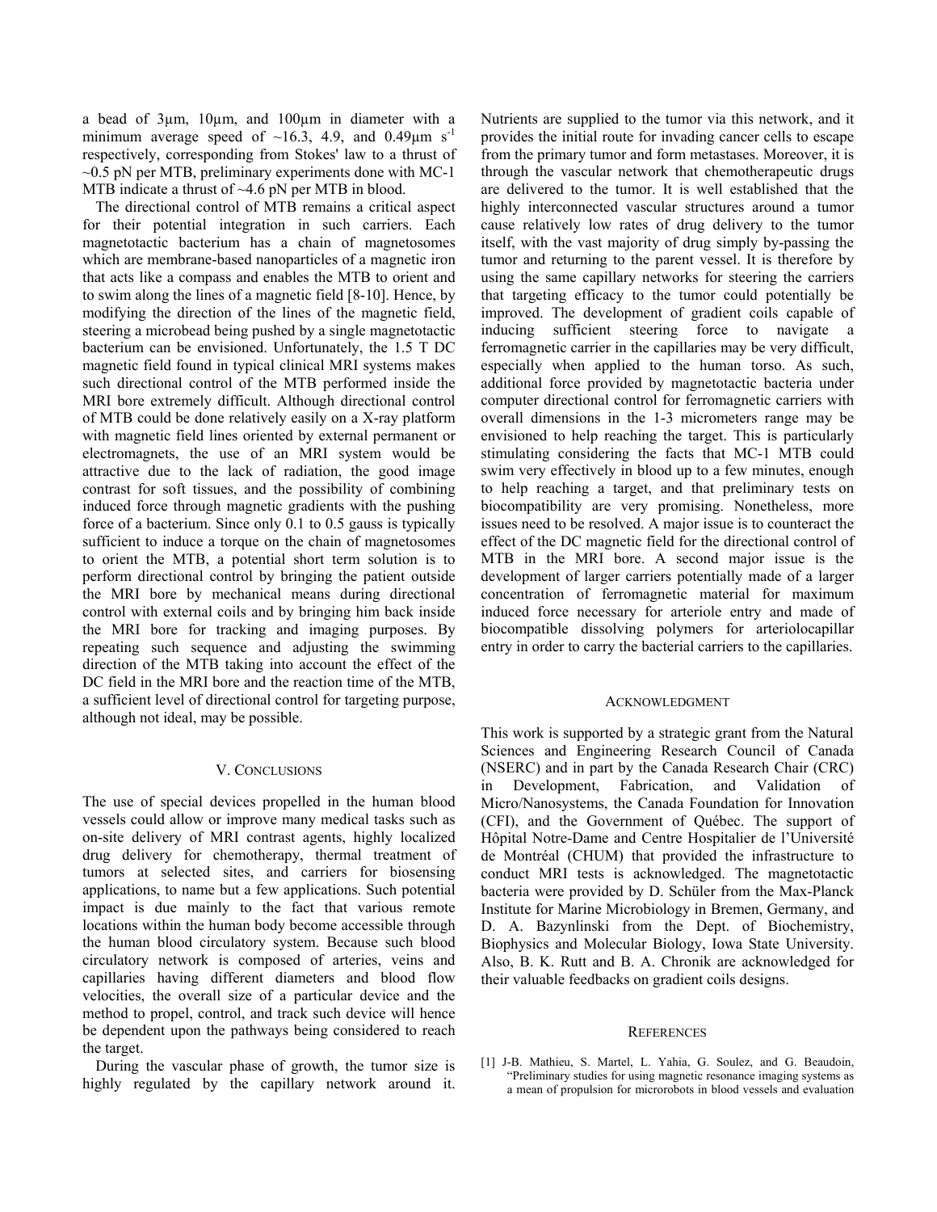a bead of 3µm, 10µm, and 100µm in diameter with a minimum average speed of ~16.3, 4.9, and 0.49µm $s^{-1}$ respectively, corresponding from Stokes' law to a thrust of ~0.5 pN per MTB, preliminary experiments done with MC-1 MTB indicate a thrust of ~4.6 pN per MTB in blood.

The directional control of MTB remains a critical aspect for their potential integration in such carriers. Each magnetotactic bacterium has a chain of magnetosomes which are membrane-based nanoparticles of a magnetic iron that acts like a compass and enables the MTB to orient and to swim along the lines of a magnetic field [8-10]. Hence, by modifying the direction of the lines of the magnetic field, steering a microbead being pushed by a single magnetotactic bacterium can be envisioned. Unfortunately, the 1.5 T DC magnetic field found in typical clinical MRI systems makes such directional control of the MTB performed inside the MRI bore extremely difficult. Although directional control of MTB could be done relatively easily on a X-ray platform with magnetic field lines oriented by external permanent or electromagnets, the use of an MRI system would be attractive due to the lack of radiation, the good image contrast for soft tissues, and the possibility of combining induced force through magnetic gradients with the pushing force of a bacterium. Since only 0.1 to 0.5 gauss is typically sufficient to induce a torque on the chain of magnetosomes to orient the MTB, a potential short term solution is to perform directional control by bringing the patient outside the MRI bore by mechanical means during directional control with external coils and by bringing him back inside the MRI bore for tracking and imaging purposes. By repeating such sequence and adjusting the swimming direction of the MTB taking into account the effect of the DC field in the MRI bore and the reaction time of the MTB, a sufficient level of directional control for targeting purpose, although not ideal, may be possible.

## V. Conclusions

The use of special devices propelled in the human blood vessels could allow or improve many medical tasks such as on-site delivery of MRI contrast agents, highly localized drug delivery for chemotherapy, thermal treatment of tumors at selected sites, and carriers for biosensing applications, to name but a few applications. Such potential impact is due mainly to the fact that various remote locations within the human body become accessible through the human blood circulatory system. Because such blood circulatory network is composed of arteries, veins and capillaries having different diameters and blood flow velocities, the overall size of a particular device and the method to propel, control, and track such device will hence be dependent upon the pathways being considered to reach the target.

During the vascular phase of growth, the tumor size is highly regulated by the capillary network around it. Nutrients are supplied to the tumor via this network, and it provides the initial route for invading cancer cells to escape from the primary tumor and form metastases. Moreover, it is through the vascular network that chemotherapeutic drugs are delivered to the tumor. It is well established that the highly interconnected vascular structures around a tumor cause relatively low rates of drug delivery to the tumor itself, with the vast majority of drug simply by-passing the tumor and returning to the parent vessel. It is therefore by using the same capillary networks for steering the carriers that targeting efficacy to the tumor could potentially be improved. The development of gradient coils capable of inducing sufficient steering force to navigate a ferromagnetic carrier in the capillaries may be very difficult, especially when applied to the human torso. As such, additional force provided by magnetotactic bacteria under computer directional control for ferromagnetic carriers with overall dimensions in the 1-3 micrometers range may be envisioned to help reaching the target. This is particularly stimulating considering the facts that MC-1 MTB could swim very effectively in blood up to a few minutes, enough to help reaching a target, and that preliminary tests on biocompatibility are very promising. Nonetheless, more issues need to be resolved. A major issue is to counteract the effect of the DC magnetic field for the directional control of MTB in the MRI bore. A second major issue is the development of larger carriers potentially made of a larger concentration of ferromagnetic material for maximum induced force necessary for arteriole entry and made of biocompatible dissolving polymers for arteriolocapillar entry in order to carry the bacterial carriers to the capillaries.

## Acknowledgment

This work is supported by a strategic grant from the Natural Sciences and Engineering Research Council of Canada (NSERC) and in part by the Canada Research Chair (CRC) in Development, Fabrication, and Validation of Micro/Nanosystems, the Canada Foundation for Innovation (CFI), and the Government of Québec. The support of Hôpital Notre-Dame and Centre Hospitalier de l'Université de Montréal (CHUM) that provided the infrastructure to conduct MRI tests is acknowledged. The magnetotactic bacteria were provided by D. Schüler from the Max-Planck Institute for Marine Microbiology in Bremen, Germany, and D. A. Bazynlinski from the Dept. of Biochemistry, Biophysics and Molecular Biology, Iowa State University. Also, B. K. Rutt and B. A. Chronik are acknowledged for their valuable feedbacks on gradient coils designs.

## References

[1] J-B. Mathieu, S. Martel, L. Yahia, G. Soulez, and G. Beaudoin, "Preliminary studies for using magnetic resonance imaging systems as a mean of propulsion for microrobots in blood vessels and evaluation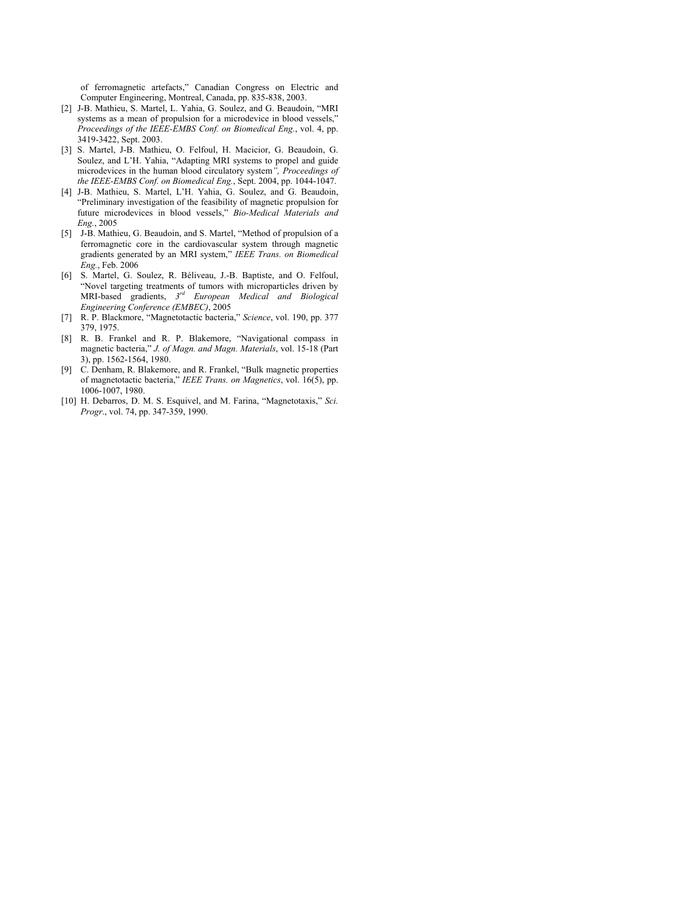of ferromagnetic artefacts," Canadian Congress on Electric and Computer Engineering, Montreal, Canada, pp. 835-838, 2003.

[2] J-B. Mathieu, S. Martel, L. Yahia, G. Soulez, and G. Beaudoin, "MRI systems as a mean of propulsion for a microdevice in blood vessels," *Proceedings of the IEEE-EMBS Conf. on Biomedical Eng.*, vol. 4, pp. 3419-3422, Sept. 2003.

[3] S. Martel, J-B. Mathieu, O. Felfoul, H. Macicior, G. Beaudoin, G. Soulez, and L'H. Yahia, "Adapting MRI systems to propel and guide microdevices in the human blood circulatory system*", Proceedings of the IEEE-EMBS Conf. on Biomedical Eng.*, Sept. 2004, pp. 1044-1047.

[4] J-B. Mathieu, S. Martel, L'H. Yahia, G. Soulez, and G. Beaudoin, "Preliminary investigation of the feasibility of magnetic propulsion for future microdevices in blood vessels," *Bio-Medical Materials and Eng.*, 2005

[5] J-B. Mathieu, G. Beaudoin, and S. Martel, "Method of propulsion of a ferromagnetic core in the cardiovascular system through magnetic gradients generated by an MRI system," *IEEE Trans. on Biomedical Eng.*, Feb. 2006

[6] S. Martel, G. Soulez, R. Béliveau, J.-B. Baptiste, and O. Felfoul, "Novel targeting treatments of tumors with microparticles driven by MRI-based gradients, *3rd European Medical and Biological Engineering Conference (EMBEC)*, 2005

[7] R. P. Blackmore, "Magnetotactic bacteria," *Science*, vol. 190, pp. 377 379, 1975.

[8] R. B. Frankel and R. P. Blakemore, "Navigational compass in magnetic bacteria," *J. of Magn. and Magn. Materials*, vol. 15-18 (Part 3), pp. 1562-1564, 1980.

[9] C. Denham, R. Blakemore, and R. Frankel, "Bulk magnetic properties of magnetotactic bacteria," *IEEE Trans. on Magnetics*, vol. 16(5), pp. 1006-1007, 1980.

[10] H. Debarros, D. M. S. Esquivel, and M. Farina, "Magnetotaxis," *Sci. Progr.*, vol. 74, pp. 347-359, 1990.